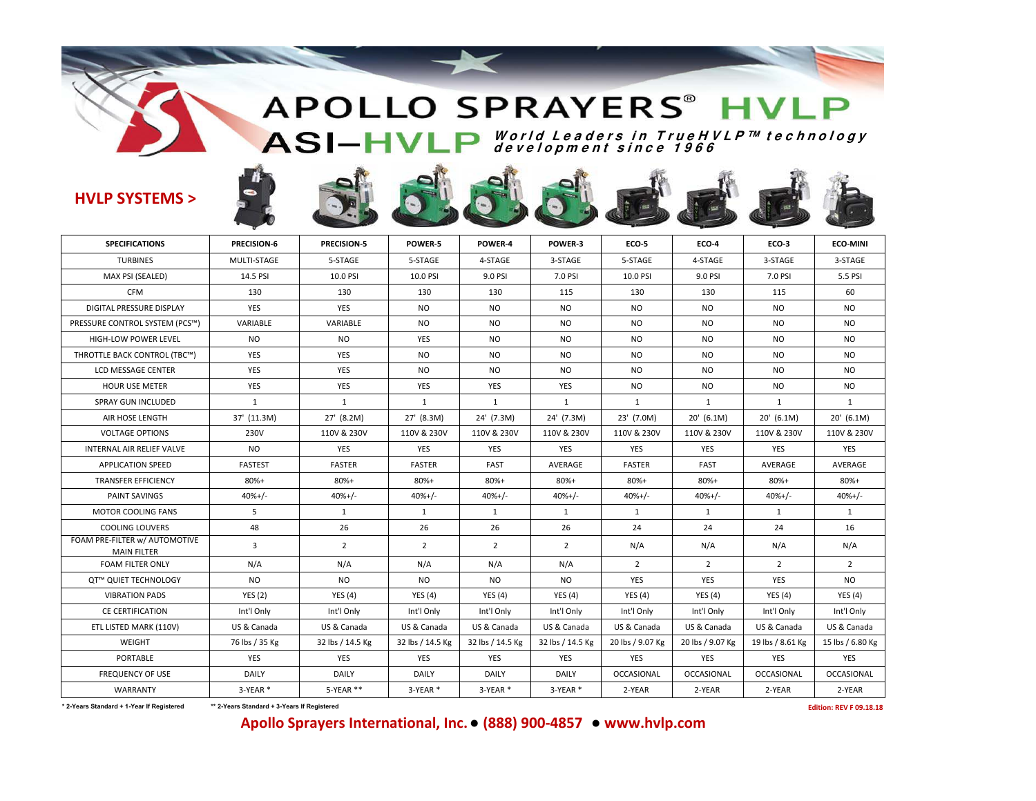# APOLLO SPRAYERS® HVLP

## ASI–HVLP *World Leaders in TrueHVLP™ technology development since 1966*

**HVLP SYSTEMS >**

| SPECIFICATIONS | PRECISION-6 | PRECISION-5 | POWER-5 | POWER-4 | POWER-3 | ECO-5 | ECO-4 | ECO-3 | ECO-MINI |
|---|---|---|---|---|---|---|---|---|---|
| TURBINES | MULTI-STAGE | 5-STAGE | 5-STAGE | 4-STAGE | 3-STAGE | 5-STAGE | 4-STAGE | 3-STAGE | 3-STAGE |
| MAX PSI (SEALED) | 14.5 PSI | 10.0 PSI | 10.0 PSI | 9.0 PSI | 7.0 PSI | 10.0 PSI | 9.0 PSI | 7.0 PSI | 5.5 PSI |
| CFM | 130 | 130 | 130 | 130 | 115 | 130 | 130 | 115 | 60 |
| DIGITAL PRESSURE DISPLAY | YES | YES | NO | NO | NO | NO | NO | NO | NO |
| PRESSURE CONTROL SYSTEM (PCS™) | VARIABLE | VARIABLE | NO | NO | NO | NO | NO | NO | NO |
| HIGH-LOW POWER LEVEL | NO | NO | YES | NO | NO | NO | NO | NO | NO |
| THROTTLE BACK CONTROL (TBC™) | YES | YES | NO | NO | NO | NO | NO | NO | NO |
| LCD MESSAGE CENTER | YES | YES | NO | NO | NO | NO | NO | NO | NO |
| HOUR USE METER | YES | YES | YES | YES | YES | NO | NO | NO | NO |
| SPRAY GUN INCLUDED | 1 | 1 | 1 | 1 | 1 | 1 | 1 | 1 | 1 |
| AIR HOSE LENGTH | 37' (11.3M) | 27' (8.2M) | 27' (8.3M) | 24' (7.3M) | 24' (7.3M) | 23' (7.0M) | 20' (6.1M) | 20' (6.1M) | 20' (6.1M) |
| VOLTAGE OPTIONS | 230V | 110V & 230V | 110V & 230V | 110V & 230V | 110V & 230V | 110V & 230V | 110V & 230V | 110V & 230V | 110V & 230V |
| INTERNAL AIR RELIEF VALVE | NO | YES | YES | YES | YES | YES | YES | YES | YES |
| APPLICATION SPEED | FASTEST | FASTER | FASTER | FAST | AVERAGE | FASTER | FAST | AVERAGE | AVERAGE |
| TRANSFER EFFICIENCY | 80%+ | 80%+ | 80%+ | 80%+ | 80%+ | 80%+ | 80%+ | 80%+ | 80%+ |
| PAINT SAVINGS | 40%+/- | 40%+/- | 40%+/- | 40%+/- | 40%+/- | 40%+/- | 40%+/- | 40%+/- | 40%+/- |
| MOTOR COOLING FANS | 5 | 1 | 1 | 1 | 1 | 1 | 1 | 1 | 1 |
| COOLING LOUVERS | 48 | 26 | 26 | 26 | 26 | 24 | 24 | 24 | 16 |
| FOAM PRE-FILTER w/ AUTOMOTIVE MAIN FILTER | 3 | 2 | 2 | 2 | 2 | N/A | N/A | N/A | N/A |
| FOAM FILTER ONLY | N/A | N/A | N/A | N/A | N/A | 2 | 2 | 2 | 2 |
| QT™ QUIET TECHNOLOGY | NO | NO | NO | NO | NO | YES | YES | YES | NO |
| VIBRATION PADS | YES (2) | YES (4) | YES (4) | YES (4) | YES (4) | YES (4) | YES (4) | YES (4) | YES (4) |
| CE CERTIFICATION | Int'l Only | Int'l Only | Int'l Only | Int'l Only | Int'l Only | Int'l Only | Int'l Only | Int'l Only | Int'l Only |
| ETL LISTED MARK (110V) | US & Canada | US & Canada | US & Canada | US & Canada | US & Canada | US & Canada | US & Canada | US & Canada | US & Canada |
| WEIGHT | 76 lbs / 35 Kg | 32 lbs / 14.5 Kg | 32 lbs / 14.5 Kg | 32 lbs / 14.5 Kg | 32 lbs / 14.5 Kg | 20 lbs / 9.07 Kg | 20 lbs / 9.07 Kg | 19 lbs / 8.61 Kg | 15 lbs / 6.80 Kg |
| PORTABLE | YES | YES | YES | YES | YES | YES | YES | YES | YES |
| FREQUENCY OF USE | DAILY | DAILY | DAILY | DAILY | DAILY | OCCASIONAL | OCCASIONAL | OCCASIONAL | OCCASIONAL |
| WARRANTY | 3-YEAR * | 5-YEAR ** | 3-YEAR * | 3-YEAR * | 3-YEAR * | 2-YEAR | 2-YEAR | 2-YEAR | 2-YEAR |

**\* 2-Years Standard + 1-Year If Registered** **\*\* 2-Years Standard + 3-Years If Registered**

**Edition: REV F 09.18.18**

**Apollo Sprayers International, Inc. ● (888) 900-4857 ● www.hvlp.com**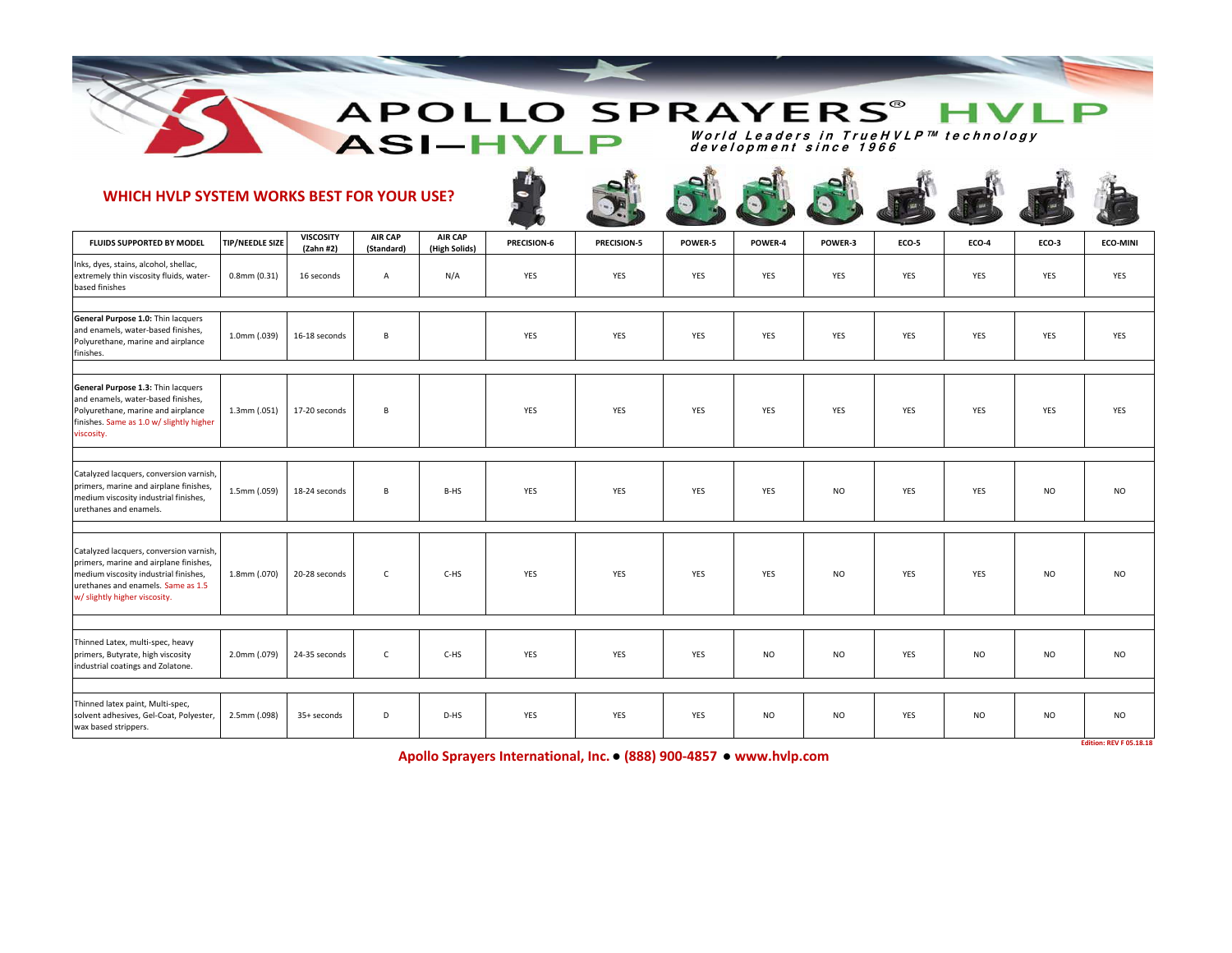# APOLLO SPRAYERS® HVLP

# ASI—HVLP

*World Leaders in TrueHVLP™ technology development since 1966*

## WHICH HVLP SYSTEM WORKS BEST FOR YOUR USE?

| FLUIDS SUPPORTED BY MODEL | TIP/NEEDLE SIZE | VISCOSITY (Zahn #2) | AIR CAP (Standard) | AIR CAP (High Solids) | PRECISION-6 | PRECISION-5 | POWER-5 | POWER-4 | POWER-3 | ECO-5 | ECO-4 | ECO-3 | ECO-MINI |
|---|---|---|---|---|---|---|---|---|---|---|---|---|---|
| Inks, dyes, stains, alcohol, shellac, extremely thin viscosity fluids, water-based finishes | 0.8mm (0.31) | 16 seconds | A | N/A | YES | YES | YES | YES | YES | YES | YES | YES | YES |
| **General Purpose 1.0:** Thin lacquers and enamels, water-based finishes, Polyurethane, marine and airplane finishes. | 1.0mm (.039) | 16-18 seconds | B | | YES | YES | YES | YES | YES | YES | YES | YES | YES |
| **General Purpose 1.3:** Thin lacquers and enamels, water-based finishes, Polyurethane, marine and airplane finishes. Same as 1.0 w/ slightly higher viscosity. | 1.3mm (.051) | 17-20 seconds | B | | YES | YES | YES | YES | YES | YES | YES | YES | YES |
| Catalyzed lacquers, conversion varnish, primers, marine and airplane finishes, medium viscosity industrial finishes, urethanes and enamels. | 1.5mm (.059) | 18-24 seconds | B | B-HS | YES | YES | YES | YES | NO | YES | YES | NO | NO |
| Catalyzed lacquers, conversion varnish, primers, marine and airplane finishes, medium viscosity industrial finishes, urethanes and enamels. Same as 1.5 w/ slightly higher viscosity. | 1.8mm (.070) | 20-28 seconds | C | C-HS | YES | YES | YES | YES | NO | YES | YES | NO | NO |
| Thinned Latex, multi-spec, heavy primers, Butyrate, high viscosity industrial coatings and Zolatone. | 2.0mm (.079) | 24-35 seconds | C | C-HS | YES | YES | YES | NO | NO | YES | NO | NO | NO |
| Thinned latex paint, Multi-spec, solvent adhesives, Gel-Coat, Polyester, wax based strippers. | 2.5mm (.098) | 35+ seconds | D | D-HS | YES | YES | YES | NO | NO | YES | NO | NO | NO |

Edition: REV F 05.18.18

**Apollo Sprayers International, Inc. ● (888) 900-4857 ● www.hvlp.com**